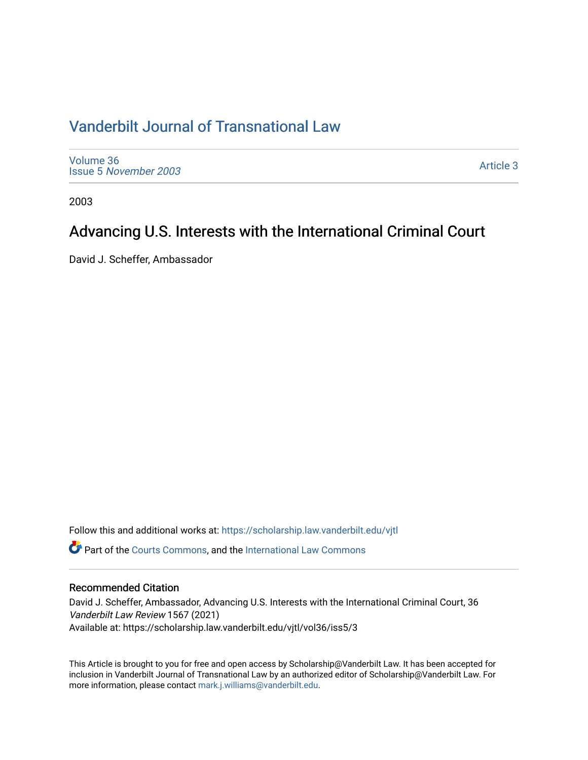# Vanderbilt Journal of Transnational Law

Volume 36
Issue 5 *November 2003*

Article 3

2003

## Advancing U.S. Interests with the International Criminal Court

David J. Scheffer, Ambassador

Follow this and additional works at: https://scholarship.law.vanderbilt.edu/vjtl

Part of the Courts Commons, and the International Law Commons

### Recommended Citation

David J. Scheffer, Ambassador, Advancing U.S. Interests with the International Criminal Court, 36 *Vanderbilt Law Review* 1567 (2021)
Available at: https://scholarship.law.vanderbilt.edu/vjtl/vol36/iss5/3

This Article is brought to you for free and open access by Scholarship@Vanderbilt Law. It has been accepted for inclusion in Vanderbilt Journal of Transnational Law by an authorized editor of Scholarship@Vanderbilt Law. For more information, please contact mark.j.williams@vanderbilt.edu.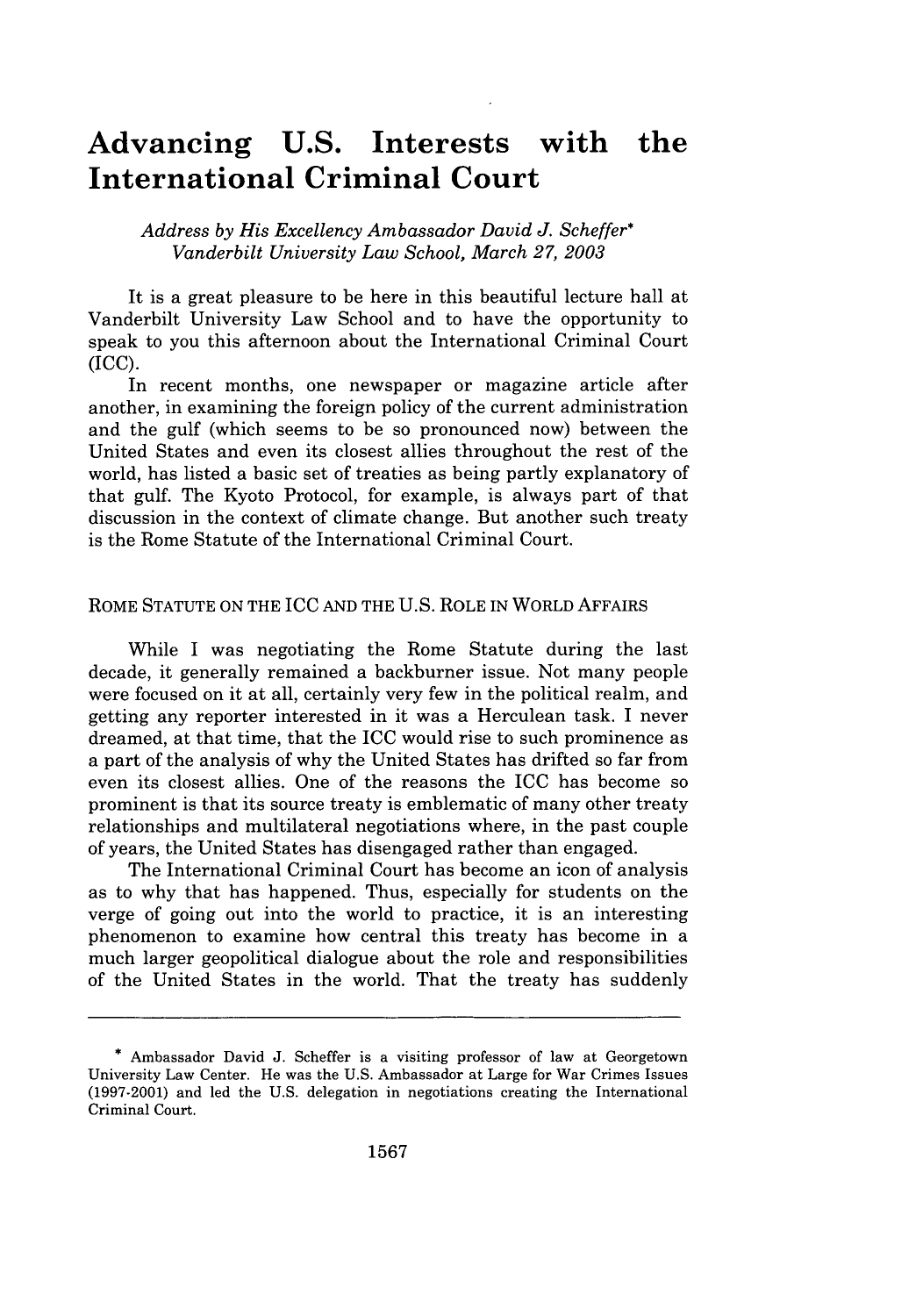# Advancing U.S. Interests with the International Criminal Court

*Address by His Excellency Ambassador David J. Scheffer\**
*Vanderbilt University Law School, March 27, 2003*

It is a great pleasure to be here in this beautiful lecture hall at Vanderbilt University Law School and to have the opportunity to speak to you this afternoon about the International Criminal Court (ICC).

In recent months, one newspaper or magazine article after another, in examining the foreign policy of the current administration and the gulf (which seems to be so pronounced now) between the United States and even its closest allies throughout the rest of the world, has listed a basic set of treaties as being partly explanatory of that gulf. The Kyoto Protocol, for example, is always part of that discussion in the context of climate change. But another such treaty is the Rome Statute of the International Criminal Court.

## ROME STATUTE ON THE ICC AND THE U.S. ROLE IN WORLD AFFAIRS

While I was negotiating the Rome Statute during the last decade, it generally remained a backburner issue. Not many people were focused on it at all, certainly very few in the political realm, and getting any reporter interested in it was a Herculean task. I never dreamed, at that time, that the ICC would rise to such prominence as a part of the analysis of why the United States has drifted so far from even its closest allies. One of the reasons the ICC has become so prominent is that its source treaty is emblematic of many other treaty relationships and multilateral negotiations where, in the past couple of years, the United States has disengaged rather than engaged.

The International Criminal Court has become an icon of analysis as to why that has happened. Thus, especially for students on the verge of going out into the world to practice, it is an interesting phenomenon to examine how central this treaty has become in a much larger geopolitical dialogue about the role and responsibilities of the United States in the world. That the treaty has suddenly

---

\* Ambassador David J. Scheffer is a visiting professor of law at Georgetown University Law Center. He was the U.S. Ambassador at Large for War Crimes Issues (1997-2001) and led the U.S. delegation in negotiations creating the International Criminal Court.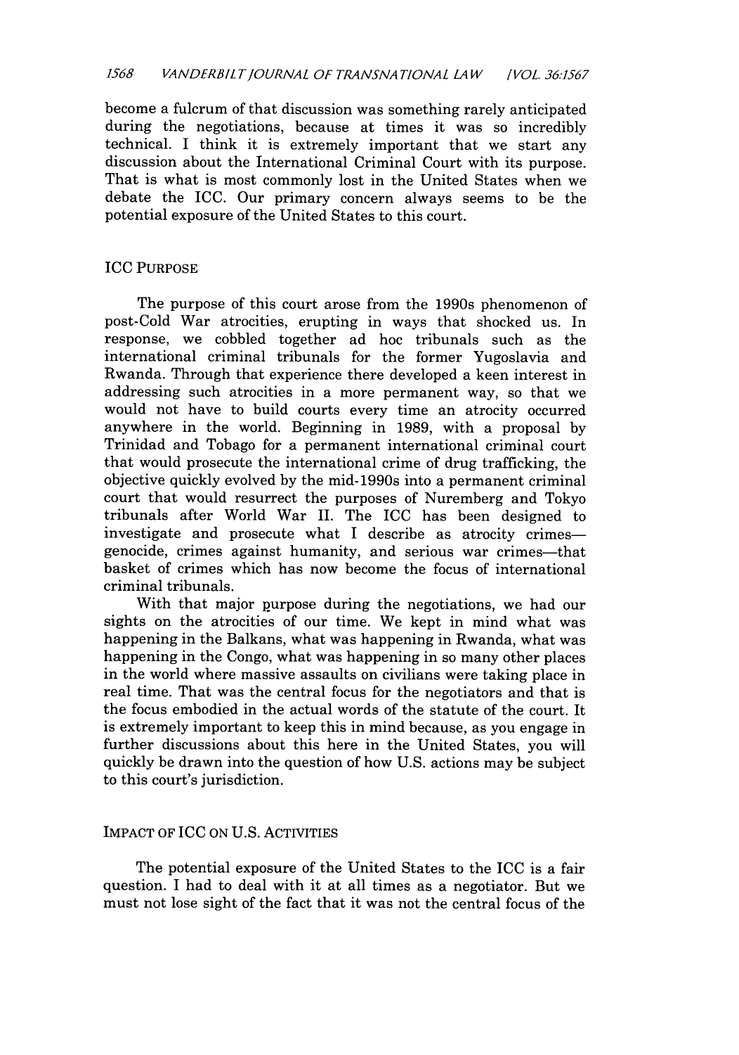become a fulcrum of that discussion was something rarely anticipated during the negotiations, because at times it was so incredibly technical. I think it is extremely important that we start any discussion about the International Criminal Court with its purpose. That is what is most commonly lost in the United States when we debate the ICC. Our primary concern always seems to be the potential exposure of the United States to this court.

## ICC PURPOSE

The purpose of this court arose from the 1990s phenomenon of post-Cold War atrocities, erupting in ways that shocked us. In response, we cobbled together ad hoc tribunals such as the international criminal tribunals for the former Yugoslavia and Rwanda. Through that experience there developed a keen interest in addressing such atrocities in a more permanent way, so that we would not have to build courts every time an atrocity occurred anywhere in the world. Beginning in 1989, with a proposal by Trinidad and Tobago for a permanent international criminal court that would prosecute the international crime of drug trafficking, the objective quickly evolved by the mid-1990s into a permanent criminal court that would resurrect the purposes of Nuremberg and Tokyo tribunals after World War II. The ICC has been designed to investigate and prosecute what I describe as atrocity crimes—genocide, crimes against humanity, and serious war crimes—that basket of crimes which has now become the focus of international criminal tribunals.

With that major purpose during the negotiations, we had our sights on the atrocities of our time. We kept in mind what was happening in the Balkans, what was happening in Rwanda, what was happening in the Congo, what was happening in so many other places in the world where massive assaults on civilians were taking place in real time. That was the central focus for the negotiators and that is the focus embodied in the actual words of the statute of the court. It is extremely important to keep this in mind because, as you engage in further discussions about this here in the United States, you will quickly be drawn into the question of how U.S. actions may be subject to this court's jurisdiction.

## IMPACT OF ICC ON U.S. ACTIVITIES

The potential exposure of the United States to the ICC is a fair question. I had to deal with it at all times as a negotiator. But we must not lose sight of the fact that it was not the central focus of the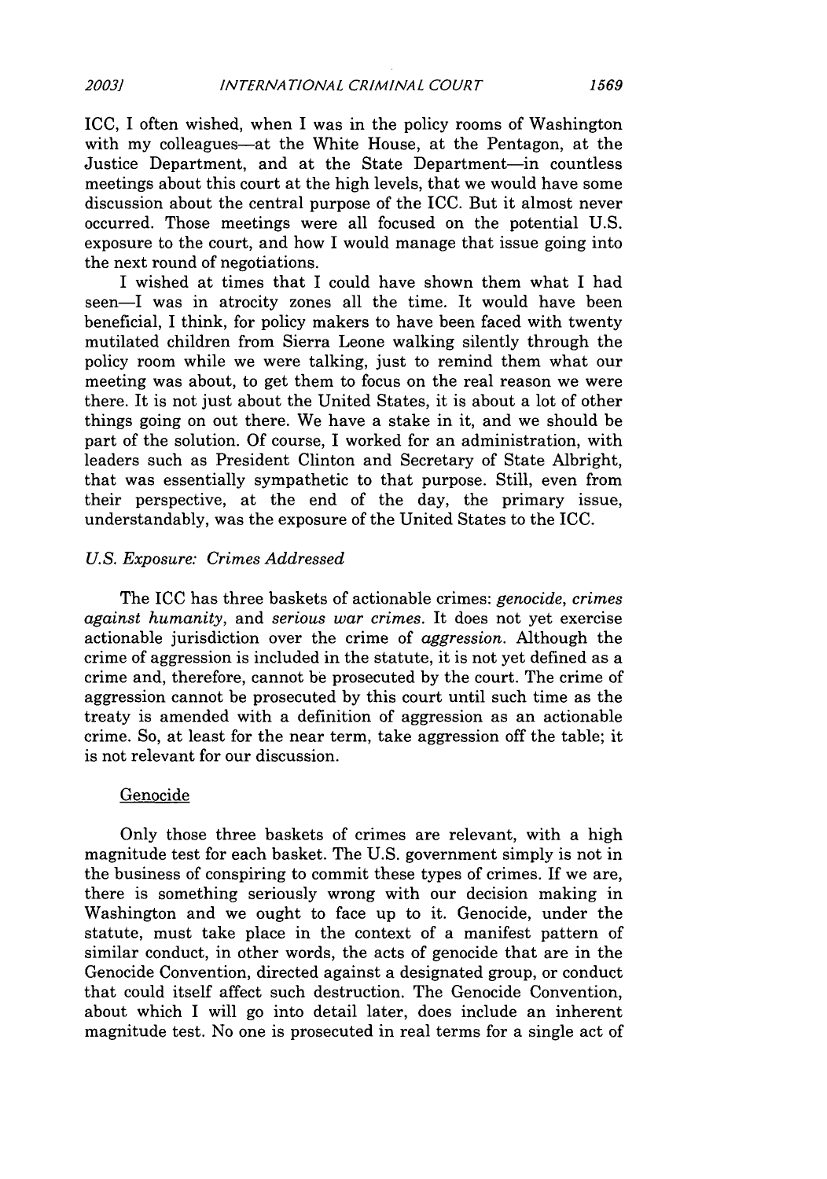ICC, I often wished, when I was in the policy rooms of Washington with my colleagues—at the White House, at the Pentagon, at the Justice Department, and at the State Department—in countless meetings about this court at the high levels, that we would have some discussion about the central purpose of the ICC. But it almost never occurred. Those meetings were all focused on the potential U.S. exposure to the court, and how I would manage that issue going into the next round of negotiations.

I wished at times that I could have shown them what I had seen—I was in atrocity zones all the time. It would have been beneficial, I think, for policy makers to have been faced with twenty mutilated children from Sierra Leone walking silently through the policy room while we were talking, just to remind them what our meeting was about, to get them to focus on the real reason we were there. It is not just about the United States, it is about a lot of other things going on out there. We have a stake in it, and we should be part of the solution. Of course, I worked for an administration, with leaders such as President Clinton and Secretary of State Albright, that was essentially sympathetic to that purpose. Still, even from their perspective, at the end of the day, the primary issue, understandably, was the exposure of the United States to the ICC.

### *U.S. Exposure: Crimes Addressed*

The ICC has three baskets of actionable crimes: *genocide*, *crimes against humanity*, and *serious war crimes*. It does not yet exercise actionable jurisdiction over the crime of *aggression*. Although the crime of aggression is included in the statute, it is not yet defined as a crime and, therefore, cannot be prosecuted by the court. The crime of aggression cannot be prosecuted by this court until such time as the treaty is amended with a definition of aggression as an actionable crime. So, at least for the near term, take aggression off the table; it is not relevant for our discussion.

#### Genocide

Only those three baskets of crimes are relevant, with a high magnitude test for each basket. The U.S. government simply is not in the business of conspiring to commit these types of crimes. If we are, there is something seriously wrong with our decision making in Washington and we ought to face up to it. Genocide, under the statute, must take place in the context of a manifest pattern of similar conduct, in other words, the acts of genocide that are in the Genocide Convention, directed against a designated group, or conduct that could itself affect such destruction. The Genocide Convention, about which I will go into detail later, does include an inherent magnitude test. No one is prosecuted in real terms for a single act of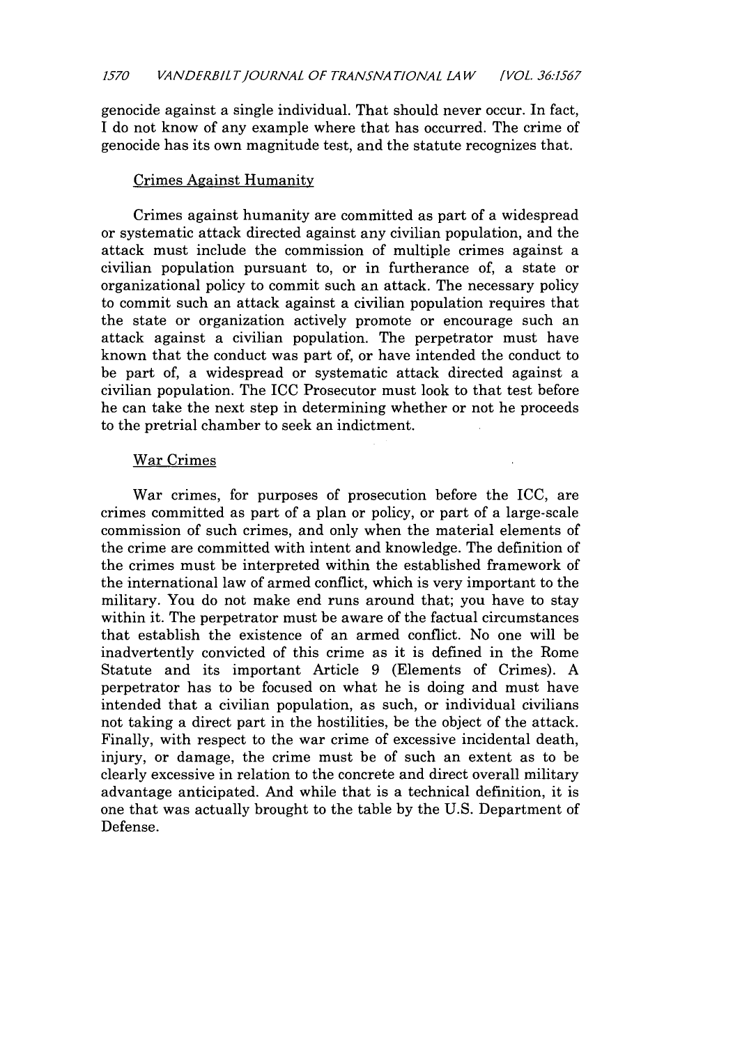genocide against a single individual. That should never occur. In fact, I do not know of any example where that has occurred. The crime of genocide has its own magnitude test, and the statute recognizes that.

### Crimes Against Humanity

Crimes against humanity are committed as part of a widespread or systematic attack directed against any civilian population, and the attack must include the commission of multiple crimes against a civilian population pursuant to, or in furtherance of, a state or organizational policy to commit such an attack. The necessary policy to commit such an attack against a civilian population requires that the state or organization actively promote or encourage such an attack against a civilian population. The perpetrator must have known that the conduct was part of, or have intended the conduct to be part of, a widespread or systematic attack directed against a civilian population. The ICC Prosecutor must look to that test before he can take the next step in determining whether or not he proceeds to the pretrial chamber to seek an indictment.

### War Crimes

War crimes, for purposes of prosecution before the ICC, are crimes committed as part of a plan or policy, or part of a large-scale commission of such crimes, and only when the material elements of the crime are committed with intent and knowledge. The definition of the crimes must be interpreted within the established framework of the international law of armed conflict, which is very important to the military. You do not make end runs around that; you have to stay within it. The perpetrator must be aware of the factual circumstances that establish the existence of an armed conflict. No one will be inadvertently convicted of this crime as it is defined in the Rome Statute and its important Article 9 (Elements of Crimes). A perpetrator has to be focused on what he is doing and must have intended that a civilian population, as such, or individual civilians not taking a direct part in the hostilities, be the object of the attack. Finally, with respect to the war crime of excessive incidental death, injury, or damage, the crime must be of such an extent as to be clearly excessive in relation to the concrete and direct overall military advantage anticipated. And while that is a technical definition, it is one that was actually brought to the table by the U.S. Department of Defense.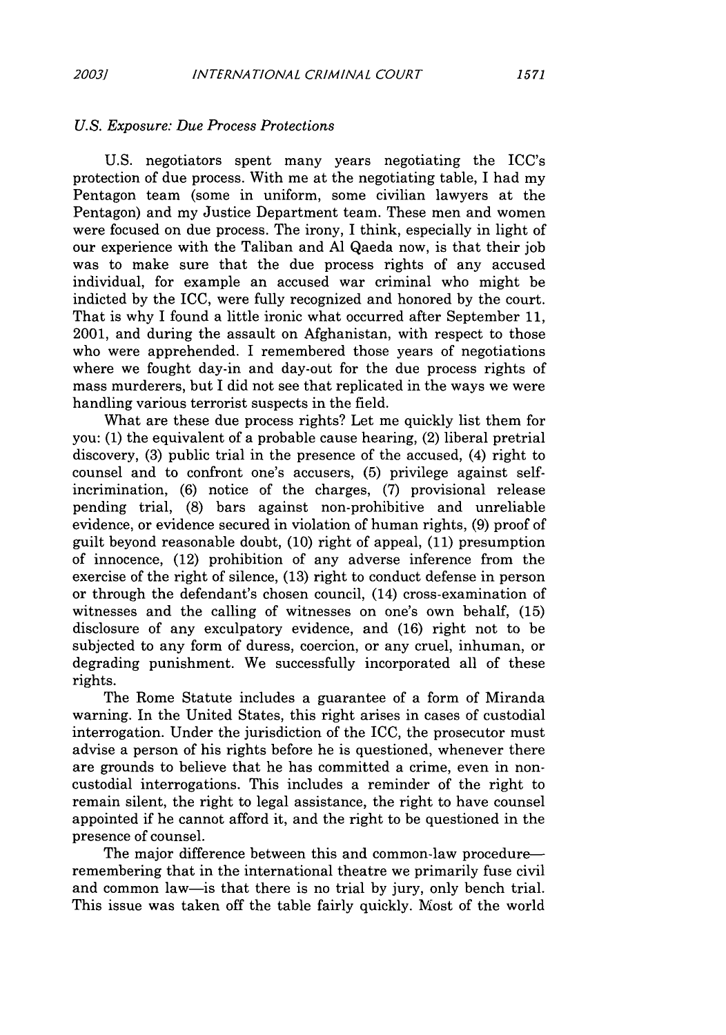*U.S. Exposure: Due Process Protections*

U.S. negotiators spent many years negotiating the ICC's protection of due process. With me at the negotiating table, I had my Pentagon team (some in uniform, some civilian lawyers at the Pentagon) and my Justice Department team. These men and women were focused on due process. The irony, I think, especially in light of our experience with the Taliban and Al Qaeda now, is that their job was to make sure that the due process rights of any accused individual, for example an accused war criminal who might be indicted by the ICC, were fully recognized and honored by the court. That is why I found a little ironic what occurred after September 11, 2001, and during the assault on Afghanistan, with respect to those who were apprehended. I remembered those years of negotiations where we fought day-in and day-out for the due process rights of mass murderers, but I did not see that replicated in the ways we were handling various terrorist suspects in the field.

What are these due process rights? Let me quickly list them for you: (1) the equivalent of a probable cause hearing, (2) liberal pretrial discovery, (3) public trial in the presence of the accused, (4) right to counsel and to confront one's accusers, (5) privilege against self-incrimination, (6) notice of the charges, (7) provisional release pending trial, (8) bars against non-prohibitive and unreliable evidence, or evidence secured in violation of human rights, (9) proof of guilt beyond reasonable doubt, (10) right of appeal, (11) presumption of innocence, (12) prohibition of any adverse inference from the exercise of the right of silence, (13) right to conduct defense in person or through the defendant's chosen council, (14) cross-examination of witnesses and the calling of witnesses on one's own behalf, (15) disclosure of any exculpatory evidence, and (16) right not to be subjected to any form of duress, coercion, or any cruel, inhuman, or degrading punishment. We successfully incorporated all of these rights.

The Rome Statute includes a guarantee of a form of Miranda warning. In the United States, this right arises in cases of custodial interrogation. Under the jurisdiction of the ICC, the prosecutor must advise a person of his rights before he is questioned, whenever there are grounds to believe that he has committed a crime, even in non-custodial interrogations. This includes a reminder of the right to remain silent, the right to legal assistance, the right to have counsel appointed if he cannot afford it, and the right to be questioned in the presence of counsel.

The major difference between this and common-law procedure—remembering that in the international theatre we primarily fuse civil and common law—is that there is no trial by jury, only bench trial. This issue was taken off the table fairly quickly. Most of the world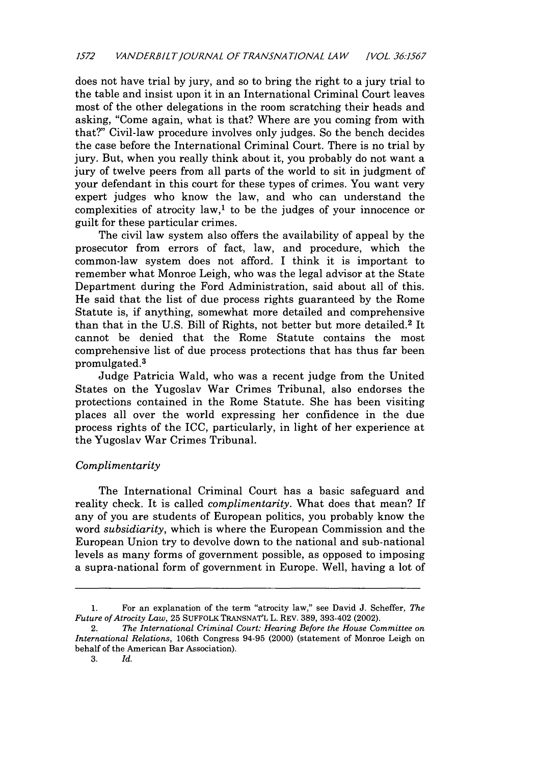does not have trial by jury, and so to bring the right to a jury trial to the table and insist upon it in an International Criminal Court leaves most of the other delegations in the room scratching their heads and asking, "Come again, what is that? Where are you coming from with that?" Civil-law procedure involves only judges. So the bench decides the case before the International Criminal Court. There is no trial by jury. But, when you really think about it, you probably do not want a jury of twelve peers from all parts of the world to sit in judgment of your defendant in this court for these types of crimes. You want very expert judges who know the law, and who can understand the complexities of atrocity law,[1] to be the judges of your innocence or guilt for these particular crimes.

The civil law system also offers the availability of appeal by the prosecutor from errors of fact, law, and procedure, which the common-law system does not afford. I think it is important to remember what Monroe Leigh, who was the legal advisor at the State Department during the Ford Administration, said about all of this. He said that the list of due process rights guaranteed by the Rome Statute is, if anything, somewhat more detailed and comprehensive than that in the U.S. Bill of Rights, not better but more detailed.[2] It cannot be denied that the Rome Statute contains the most comprehensive list of due process protections that has thus far been promulgated.[3]

Judge Patricia Wald, who was a recent judge from the United States on the Yugoslav War Crimes Tribunal, also endorses the protections contained in the Rome Statute. She has been visiting places all over the world expressing her confidence in the due process rights of the ICC, particularly, in light of her experience at the Yugoslav War Crimes Tribunal.

*Complimentarity*

The International Criminal Court has a basic safeguard and reality check. It is called *complimentarity*. What does that mean? If any of you are students of European politics, you probably know the word *subsidiarity*, which is where the European Commission and the European Union try to devolve down to the national and sub-national levels as many forms of government possible, as opposed to imposing a supra-national form of government in Europe. Well, having a lot of

---

1. For an explanation of the term "atrocity law," see David J. Scheffer, *The Future of Atrocity Law*, 25 SUFFOLK TRANSNAT'L L. REV. 389, 393-402 (2002).
2. *The International Criminal Court: Hearing Before the House Committee on International Relations*, 106th Congress 94-95 (2000) (statement of Monroe Leigh on behalf of the American Bar Association).
3. *Id.*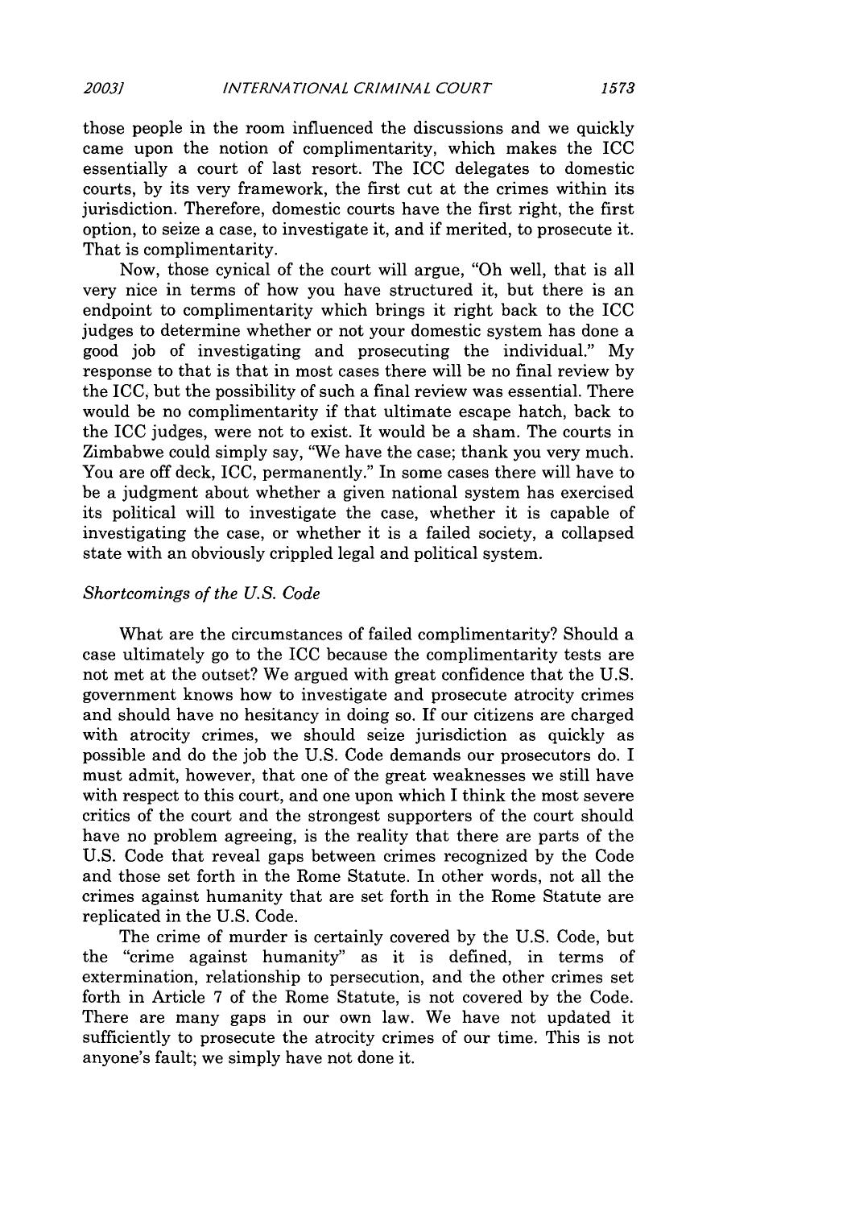those people in the room influenced the discussions and we quickly came upon the notion of complimentarity, which makes the ICC essentially a court of last resort. The ICC delegates to domestic courts, by its very framework, the first cut at the crimes within its jurisdiction. Therefore, domestic courts have the first right, the first option, to seize a case, to investigate it, and if merited, to prosecute it. That is complimentarity.

Now, those cynical of the court will argue, "Oh well, that is all very nice in terms of how you have structured it, but there is an endpoint to complimentarity which brings it right back to the ICC judges to determine whether or not your domestic system has done a good job of investigating and prosecuting the individual." My response to that is that in most cases there will be no final review by the ICC, but the possibility of such a final review was essential. There would be no complimentarity if that ultimate escape hatch, back to the ICC judges, were not to exist. It would be a sham. The courts in Zimbabwe could simply say, "We have the case; thank you very much. You are off deck, ICC, permanently." In some cases there will have to be a judgment about whether a given national system has exercised its political will to investigate the case, whether it is capable of investigating the case, or whether it is a failed society, a collapsed state with an obviously crippled legal and political system.

*Shortcomings of the U.S. Code*

What are the circumstances of failed complimentarity? Should a case ultimately go to the ICC because the complimentarity tests are not met at the outset? We argued with great confidence that the U.S. government knows how to investigate and prosecute atrocity crimes and should have no hesitancy in doing so. If our citizens are charged with atrocity crimes, we should seize jurisdiction as quickly as possible and do the job the U.S. Code demands our prosecutors do. I must admit, however, that one of the great weaknesses we still have with respect to this court, and one upon which I think the most severe critics of the court and the strongest supporters of the court should have no problem agreeing, is the reality that there are parts of the U.S. Code that reveal gaps between crimes recognized by the Code and those set forth in the Rome Statute. In other words, not all the crimes against humanity that are set forth in the Rome Statute are replicated in the U.S. Code.

The crime of murder is certainly covered by the U.S. Code, but the "crime against humanity" as it is defined, in terms of extermination, relationship to persecution, and the other crimes set forth in Article 7 of the Rome Statute, is not covered by the Code. There are many gaps in our own law. We have not updated it sufficiently to prosecute the atrocity crimes of our time. This is not anyone's fault; we simply have not done it.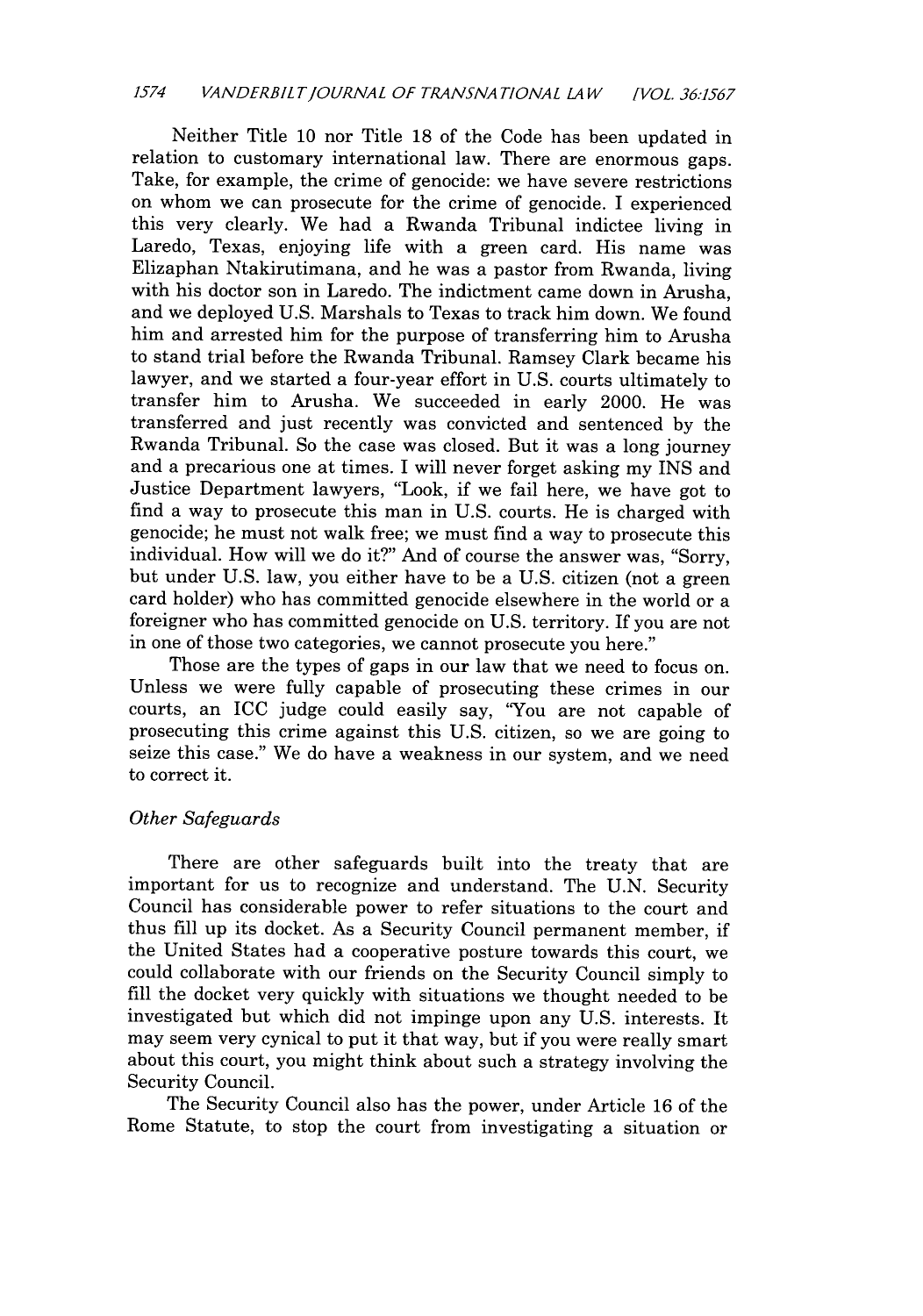Neither Title 10 nor Title 18 of the Code has been updated in relation to customary international law. There are enormous gaps. Take, for example, the crime of genocide: we have severe restrictions on whom we can prosecute for the crime of genocide. I experienced this very clearly. We had a Rwanda Tribunal indictee living in Laredo, Texas, enjoying life with a green card. His name was Elizaphan Ntakirutimana, and he was a pastor from Rwanda, living with his doctor son in Laredo. The indictment came down in Arusha, and we deployed U.S. Marshals to Texas to track him down. We found him and arrested him for the purpose of transferring him to Arusha to stand trial before the Rwanda Tribunal. Ramsey Clark became his lawyer, and we started a four-year effort in U.S. courts ultimately to transfer him to Arusha. We succeeded in early 2000. He was transferred and just recently was convicted and sentenced by the Rwanda Tribunal. So the case was closed. But it was a long journey and a precarious one at times. I will never forget asking my INS and Justice Department lawyers, "Look, if we fail here, we have got to find a way to prosecute this man in U.S. courts. He is charged with genocide; he must not walk free; we must find a way to prosecute this individual. How will we do it?" And of course the answer was, "Sorry, but under U.S. law, you either have to be a U.S. citizen (not a green card holder) who has committed genocide elsewhere in the world or a foreigner who has committed genocide on U.S. territory. If you are not in one of those two categories, we cannot prosecute you here."

Those are the types of gaps in our law that we need to focus on. Unless we were fully capable of prosecuting these crimes in our courts, an ICC judge could easily say, "You are not capable of prosecuting this crime against this U.S. citizen, so we are going to seize this case." We do have a weakness in our system, and we need to correct it.

### *Other Safeguards*

There are other safeguards built into the treaty that are important for us to recognize and understand. The U.N. Security Council has considerable power to refer situations to the court and thus fill up its docket. As a Security Council permanent member, if the United States had a cooperative posture towards this court, we could collaborate with our friends on the Security Council simply to fill the docket very quickly with situations we thought needed to be investigated but which did not impinge upon any U.S. interests. It may seem very cynical to put it that way, but if you were really smart about this court, you might think about such a strategy involving the Security Council.

The Security Council also has the power, under Article 16 of the Rome Statute, to stop the court from investigating a situation or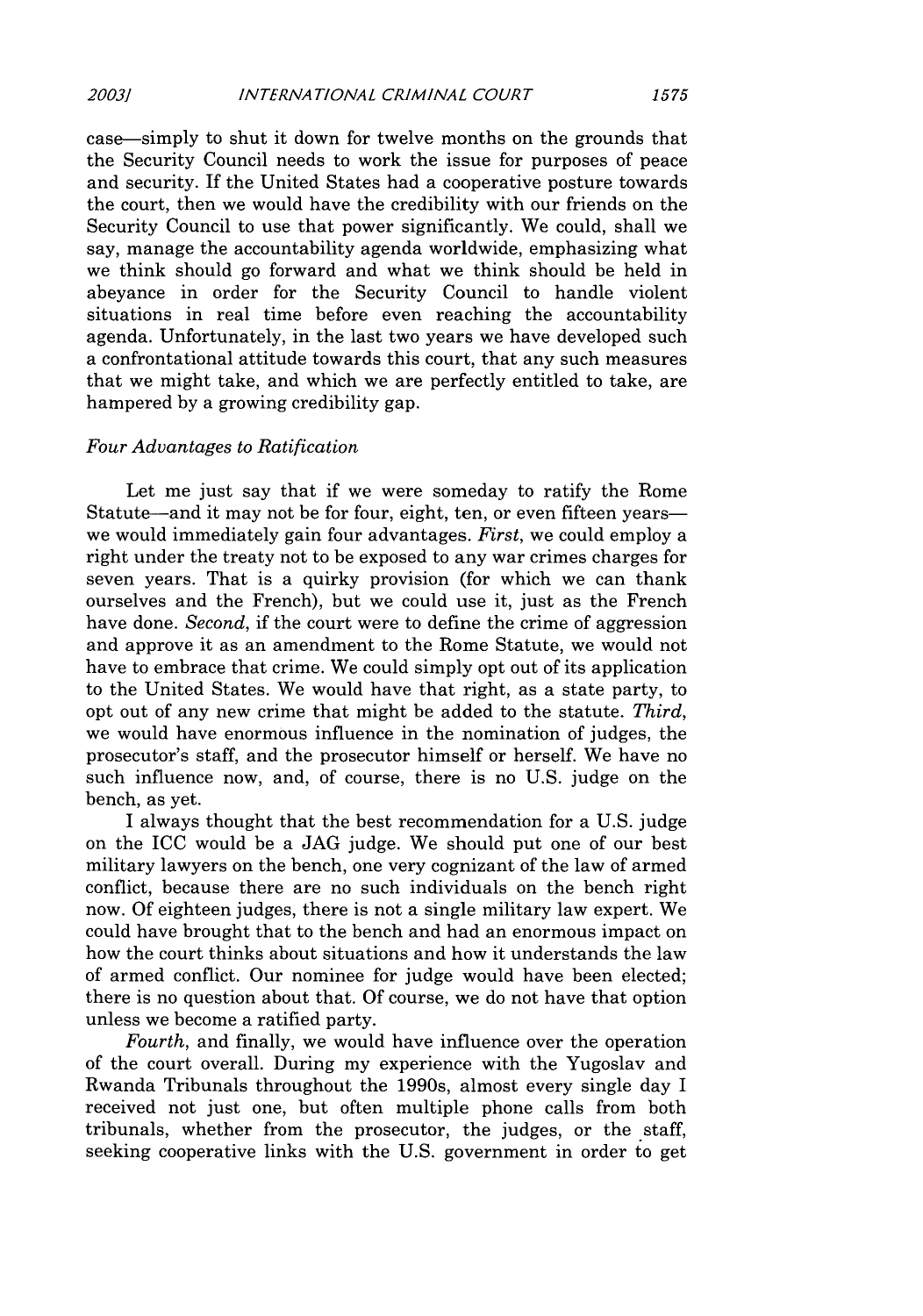case—simply to shut it down for twelve months on the grounds that the Security Council needs to work the issue for purposes of peace and security. If the United States had a cooperative posture towards the court, then we would have the credibility with our friends on the Security Council to use that power significantly. We could, shall we say, manage the accountability agenda worldwide, emphasizing what we think should go forward and what we think should be held in abeyance in order for the Security Council to handle violent situations in real time before even reaching the accountability agenda. Unfortunately, in the last two years we have developed such a confrontational attitude towards this court, that any such measures that we might take, and which we are perfectly entitled to take, are hampered by a growing credibility gap.

### *Four Advantages to Ratification*

Let me just say that if we were someday to ratify the Rome Statute—and it may not be for four, eight, ten, or even fifteen years—we would immediately gain four advantages. *First*, we could employ a right under the treaty not to be exposed to any war crimes charges for seven years. That is a quirky provision (for which we can thank ourselves and the French), but we could use it, just as the French have done. *Second*, if the court were to define the crime of aggression and approve it as an amendment to the Rome Statute, we would not have to embrace that crime. We could simply opt out of its application to the United States. We would have that right, as a state party, to opt out of any new crime that might be added to the statute. *Third*, we would have enormous influence in the nomination of judges, the prosecutor's staff, and the prosecutor himself or herself. We have no such influence now, and, of course, there is no U.S. judge on the bench, as yet.

I always thought that the best recommendation for a U.S. judge on the ICC would be a JAG judge. We should put one of our best military lawyers on the bench, one very cognizant of the law of armed conflict, because there are no such individuals on the bench right now. Of eighteen judges, there is not a single military law expert. We could have brought that to the bench and had an enormous impact on how the court thinks about situations and how it understands the law of armed conflict. Our nominee for judge would have been elected; there is no question about that. Of course, we do not have that option unless we become a ratified party.

*Fourth*, and finally, we would have influence over the operation of the court overall. During my experience with the Yugoslav and Rwanda Tribunals throughout the 1990s, almost every single day I received not just one, but often multiple phone calls from both tribunals, whether from the prosecutor, the judges, or the staff, seeking cooperative links with the U.S. government in order to get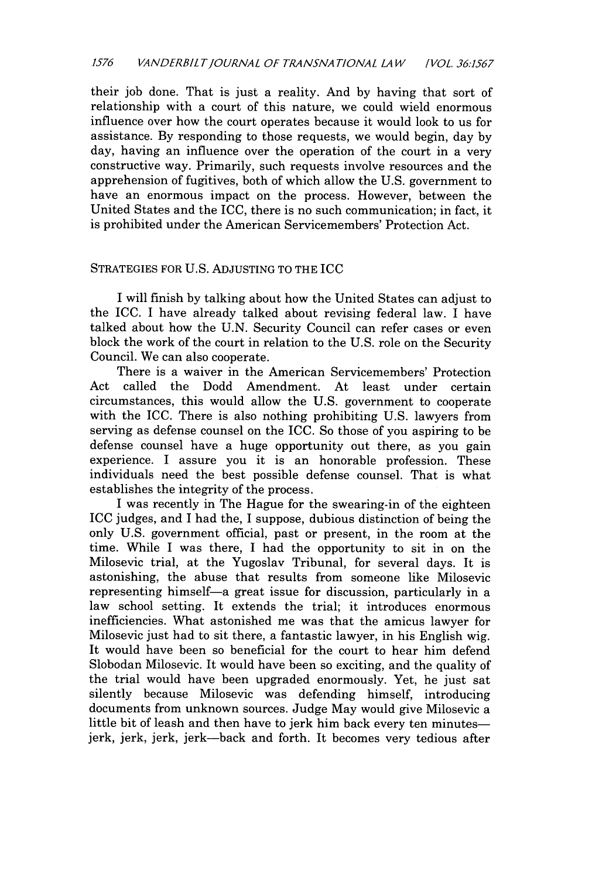their job done. That is just a reality. And by having that sort of relationship with a court of this nature, we could wield enormous influence over how the court operates because it would look to us for assistance. By responding to those requests, we would begin, day by day, having an influence over the operation of the court in a very constructive way. Primarily, such requests involve resources and the apprehension of fugitives, both of which allow the U.S. government to have an enormous impact on the process. However, between the United States and the ICC, there is no such communication; in fact, it is prohibited under the American Servicemembers' Protection Act.

## STRATEGIES FOR U.S. ADJUSTING TO THE ICC

I will finish by talking about how the United States can adjust to the ICC. I have already talked about revising federal law. I have talked about how the U.N. Security Council can refer cases or even block the work of the court in relation to the U.S. role on the Security Council. We can also cooperate.

There is a waiver in the American Servicemembers' Protection Act called the Dodd Amendment. At least under certain circumstances, this would allow the U.S. government to cooperate with the ICC. There is also nothing prohibiting U.S. lawyers from serving as defense counsel on the ICC. So those of you aspiring to be defense counsel have a huge opportunity out there, as you gain experience. I assure you it is an honorable profession. These individuals need the best possible defense counsel. That is what establishes the integrity of the process.

I was recently in The Hague for the swearing-in of the eighteen ICC judges, and I had the, I suppose, dubious distinction of being the only U.S. government official, past or present, in the room at the time. While I was there, I had the opportunity to sit in on the Milosevic trial, at the Yugoslav Tribunal, for several days. It is astonishing, the abuse that results from someone like Milosevic representing himself—a great issue for discussion, particularly in a law school setting. It extends the trial; it introduces enormous inefficiencies. What astonished me was that the amicus lawyer for Milosevic just had to sit there, a fantastic lawyer, in his English wig. It would have been so beneficial for the court to hear him defend Slobodan Milosevic. It would have been so exciting, and the quality of the trial would have been upgraded enormously. Yet, he just sat silently because Milosevic was defending himself, introducing documents from unknown sources. Judge May would give Milosevic a little bit of leash and then have to jerk him back every ten minutes—jerk, jerk, jerk, jerk—back and forth. It becomes very tedious after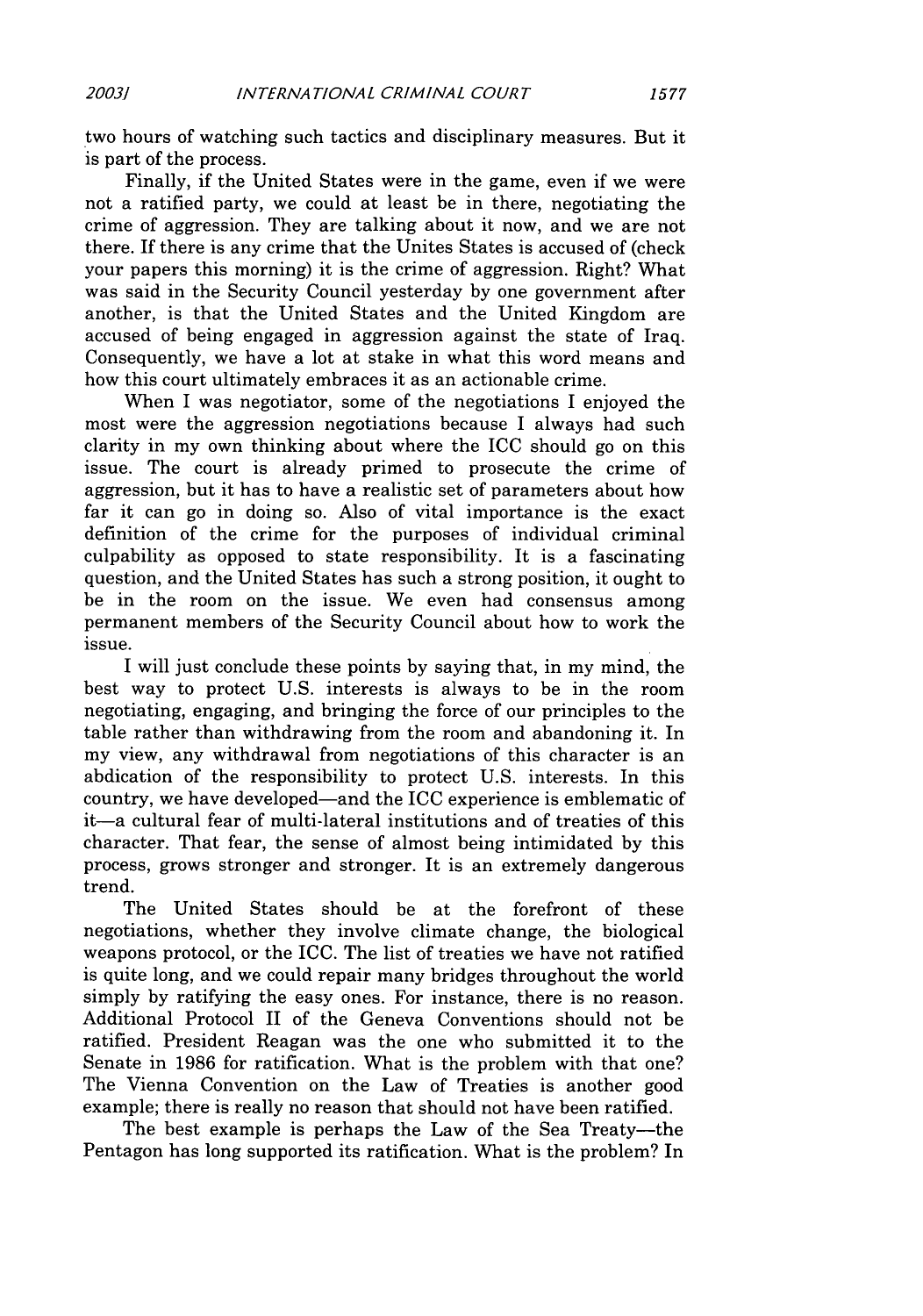two hours of watching such tactics and disciplinary measures. But it is part of the process.

Finally, if the United States were in the game, even if we were not a ratified party, we could at least be in there, negotiating the crime of aggression. They are talking about it now, and we are not there. If there is any crime that the Unites States is accused of (check your papers this morning) it is the crime of aggression. Right? What was said in the Security Council yesterday by one government after another, is that the United States and the United Kingdom are accused of being engaged in aggression against the state of Iraq. Consequently, we have a lot at stake in what this word means and how this court ultimately embraces it as an actionable crime.

When I was negotiator, some of the negotiations I enjoyed the most were the aggression negotiations because I always had such clarity in my own thinking about where the ICC should go on this issue. The court is already primed to prosecute the crime of aggression, but it has to have a realistic set of parameters about how far it can go in doing so. Also of vital importance is the exact definition of the crime for the purposes of individual criminal culpability as opposed to state responsibility. It is a fascinating question, and the United States has such a strong position, it ought to be in the room on the issue. We even had consensus among permanent members of the Security Council about how to work the issue.

I will just conclude these points by saying that, in my mind, the best way to protect U.S. interests is always to be in the room negotiating, engaging, and bringing the force of our principles to the table rather than withdrawing from the room and abandoning it. In my view, any withdrawal from negotiations of this character is an abdication of the responsibility to protect U.S. interests. In this country, we have developed—and the ICC experience is emblematic of it—a cultural fear of multi-lateral institutions and of treaties of this character. That fear, the sense of almost being intimidated by this process, grows stronger and stronger. It is an extremely dangerous trend.

The United States should be at the forefront of these negotiations, whether they involve climate change, the biological weapons protocol, or the ICC. The list of treaties we have not ratified is quite long, and we could repair many bridges throughout the world simply by ratifying the easy ones. For instance, there is no reason. Additional Protocol II of the Geneva Conventions should not be ratified. President Reagan was the one who submitted it to the Senate in 1986 for ratification. What is the problem with that one? The Vienna Convention on the Law of Treaties is another good example; there is really no reason that should not have been ratified.

The best example is perhaps the Law of the Sea Treaty—the Pentagon has long supported its ratification. What is the problem? In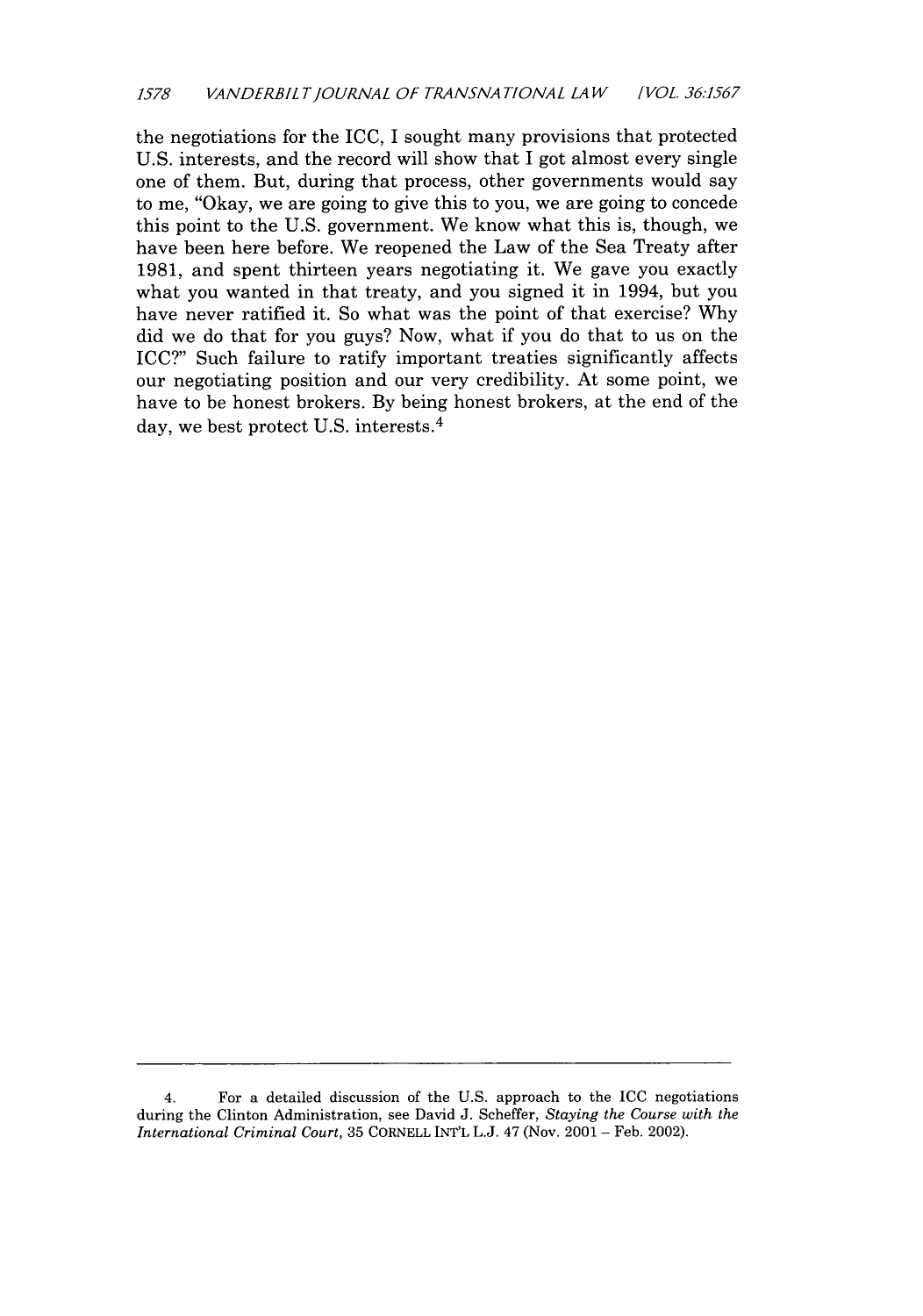the negotiations for the ICC, I sought many provisions that protected U.S. interests, and the record will show that I got almost every single one of them. But, during that process, other governments would say to me, "Okay, we are going to give this to you, we are going to concede this point to the U.S. government. We know what this is, though, we have been here before. We reopened the Law of the Sea Treaty after 1981, and spent thirteen years negotiating it. We gave you exactly what you wanted in that treaty, and you signed it in 1994, but you have never ratified it. So what was the point of that exercise? Why did we do that for you guys? Now, what if you do that to us on the ICC?" Such failure to ratify important treaties significantly affects our negotiating position and our very credibility. At some point, we have to be honest brokers. By being honest brokers, at the end of the day, we best protect U.S. interests.[4]

---

4. For a detailed discussion of the U.S. approach to the ICC negotiations during the Clinton Administration, see David J. Scheffer, *Staying the Course with the International Criminal Court*, 35 CORNELL INT'L L.J. 47 (Nov. 2001 – Feb. 2002).